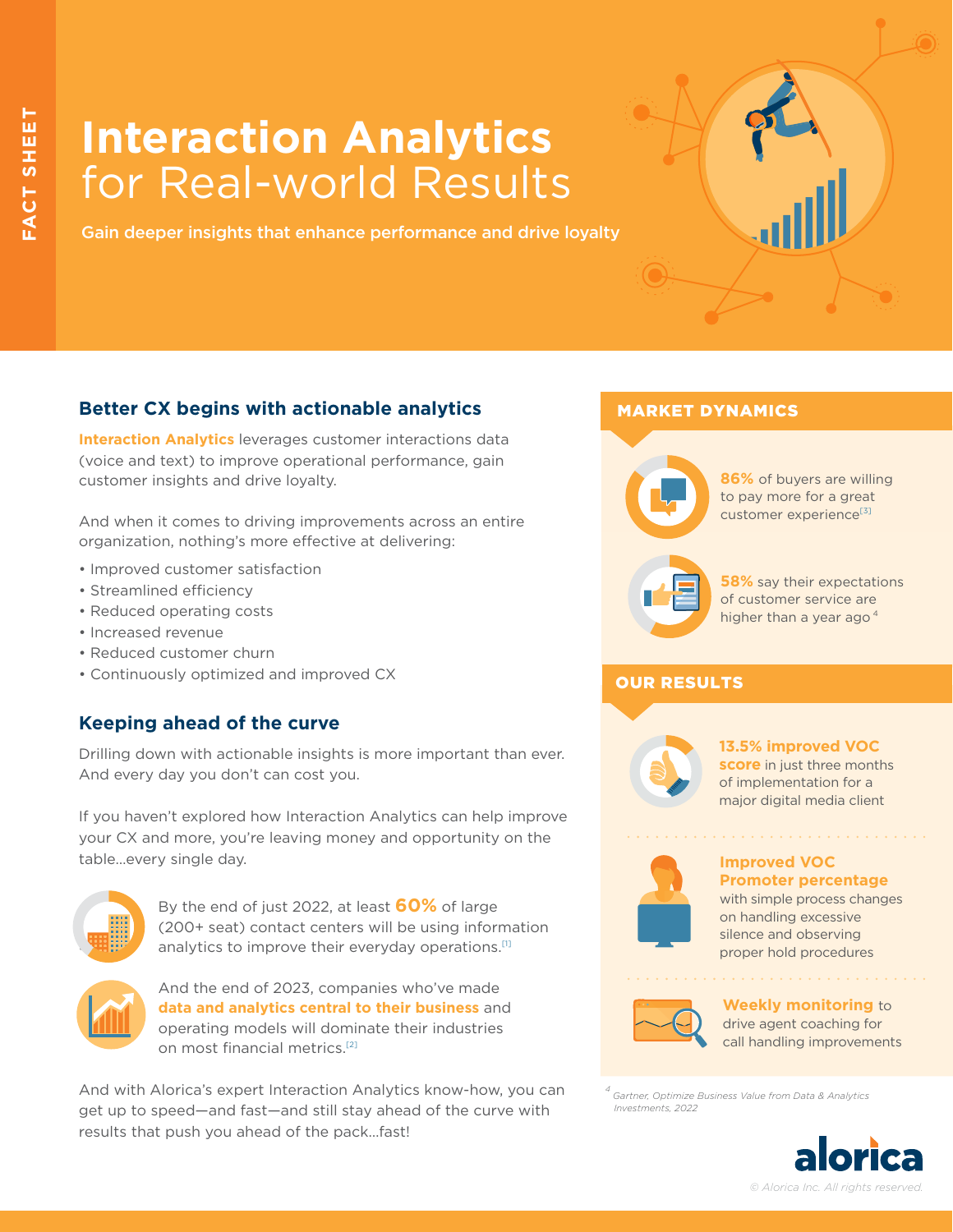FACT SHEET

# Interaction Analytics for Real-world Results

Gain deeper insights that enhance performance and drive loyalty

## Better CX begins with actionable analytics

**Interaction Analytics** leverages customer interactions data (voice and text) to improve operational performance, gain customer insights and drive loyalty.

And when it comes to driving improvements across an entire organization, nothing's more effective at delivering:

- Improved customer satisfaction
- Streamlined efficiency
- Reduced operating costs
- Increased revenue
- Reduced customer churn
- Continuously optimized and improved CX

## Keeping ahead of the curve

Drilling down with actionable insights is more important than ever. And every day you don't can cost you.

If you haven't explored how Interaction Analytics can help improve your CX and more, you're leaving money and opportunity on the table...every single day.

By the end of just 2022, at least **60%** of large (200+ seat) contact centers will be using information analytics to improve their everyday operations.[1]

And the end of 2023, companies who've made **data and analytics central to their business** and operating models will dominate their industries on most financial metrics.[2]

And with Alorica's expert Interaction Analytics know-how, you can get up to speed—and fast—and still stay ahead of the curve with results that push you ahead of the pack...fast!

## MARKET DYNAMICS

**86%** of buyers are willing to pay more for a great customer experience[3]

**58%** say their expectations of customer service are higher than a year ago[4]

## OUR RESULTS

**13.5% improved VOC score** in just three months of implementation for a major digital media client

**Improved VOC Promoter percentage** with simple process changes on handling excessive silence and observing proper hold procedures

**Weekly monitoring** to drive agent coaching for call handling improvements

[4] *Gartner, Optimize Business Value from Data & Analytics Investments, 2022*

alorica

© Alorica Inc. All rights reserved.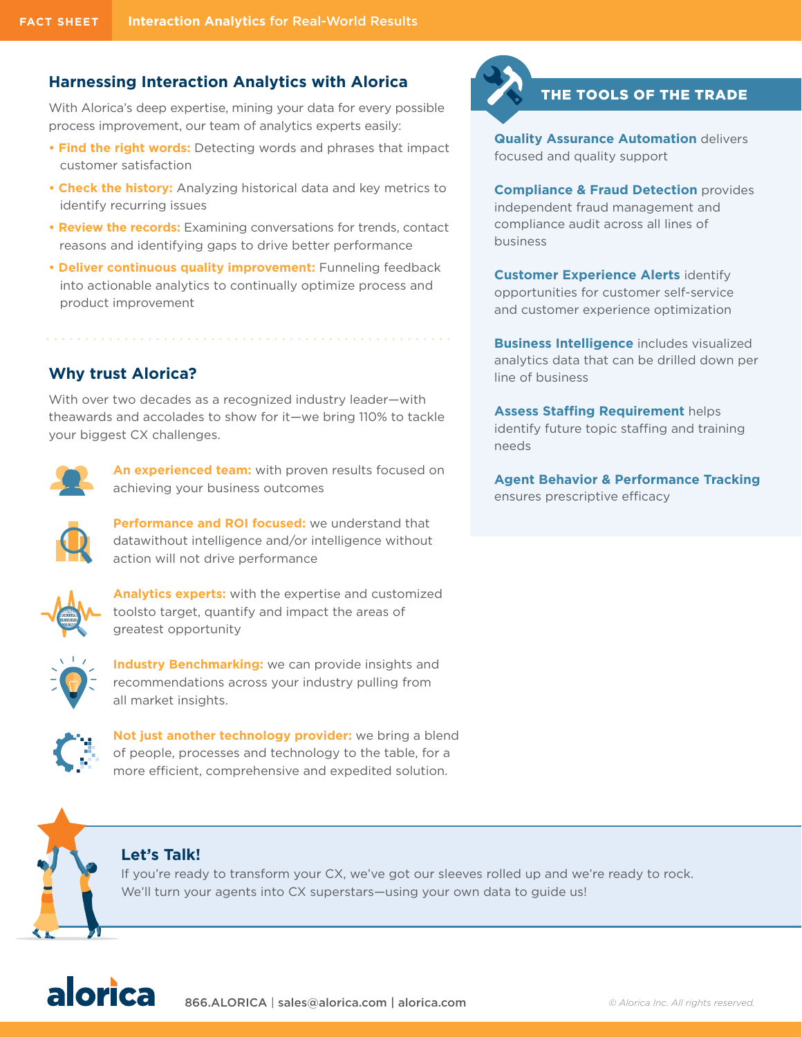## Harnessing Interaction Analytics with Alorica

With Alorica's deep expertise, mining your data for every possible process improvement, our team of analytics experts easily:

- **Find the right words:** Detecting words and phrases that impact customer satisfaction
- **Check the history:** Analyzing historical data and key metrics to identify recurring issues
- **Review the records:** Examining conversations for trends, contact reasons and identifying gaps to drive better performance
- **Deliver continuous quality improvement:** Funneling feedback into actionable analytics to continually optimize process and product improvement

## Why trust Alorica?

With over two decades as a recognized industry leader—with theawards and accolades to show for it—we bring 110% to tackle your biggest CX challenges.

**An experienced team:** with proven results focused on achieving your business outcomes

**Performance and ROI focused:** we understand that datawithout intelligence and/or intelligence without action will not drive performance

**Analytics experts:** with the expertise and customized toolsto target, quantify and impact the areas of greatest opportunity

**Industry Benchmarking:** we can provide insights and recommendations across your industry pulling from all market insights.

**Not just another technology provider:** we bring a blend of people, processes and technology to the table, for a more efficient, comprehensive and expedited solution.

## THE TOOLS OF THE TRADE

**Quality Assurance Automation** delivers focused and quality support

**Compliance & Fraud Detection** provides independent fraud management and compliance audit across all lines of business

**Customer Experience Alerts** identify opportunities for customer self-service and customer experience optimization

**Business Intelligence** includes visualized analytics data that can be drilled down per line of business

**Assess Staffing Requirement** helps identify future topic staffing and training needs

**Agent Behavior & Performance Tracking** ensures prescriptive efficacy

### Let's Talk!

If you're ready to transform your CX, we've got our sleeves rolled up and we're ready to rock. We'll turn your agents into CX superstars—using your own data to guide us!

alorica

866.ALORICA | sales@alorica.com | alorica.com

© Alorica Inc. All rights reserved.